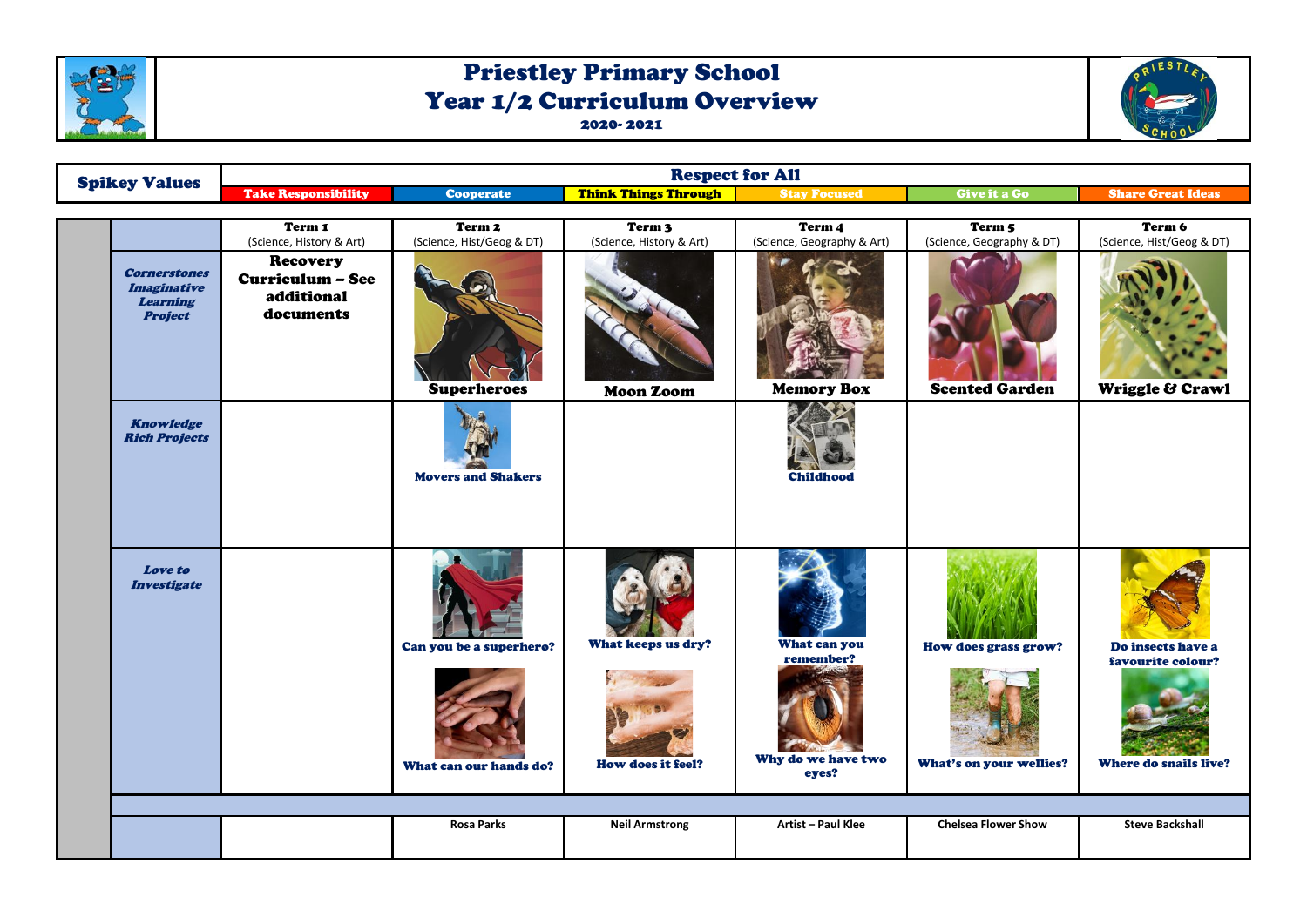# Priestley Primary School
# Year 1/2 Curriculum Overview

**2020- 2021**

| Spikey Values | Respect for All | | | | | |
|---|---|---|---|---|---|---|
| | Take Responsibility | Cooperate | Think Things Through | Stay Focused | Give it a Go | Share Great Ideas |

| | Term 1 (Science, History & Art) | Term 2 (Science, Hist/Geog & DT) | Term 3 (Science, History & Art) | Term 4 (Science, Geography & Art) | Term 5 (Science, Geography & DT) | Term 6 (Science, Hist/Geog & DT) |
|---|---|---|---|---|---|---|
| ***Cornerstones Imaginative Learning Project*** | **Recovery Curriculum – See additional documents** | **Superheroes** | **Moon Zoom** | **Memory Box** | **Scented Garden** | **Wriggle & Crawl** |
| ***Knowledge Rich Projects*** | | **Movers and Shakers** | | **Childhood** | | |
| ***Love to Investigate*** | | **Can you be a superhero?** <br> **What can our hands do?** | **What keeps us dry?** <br> **How does it feel?** | **What can you remember?** <br> **Why do we have two eyes?** | **How does grass grow?** <br> **What's on your wellies?** | **Do insects have a favourite colour?** <br> **Where do snails live?** |
| | | **Rosa Parks** | **Neil Armstrong** | **Artist – Paul Klee** | **Chelsea Flower Show** | **Steve Backshall** |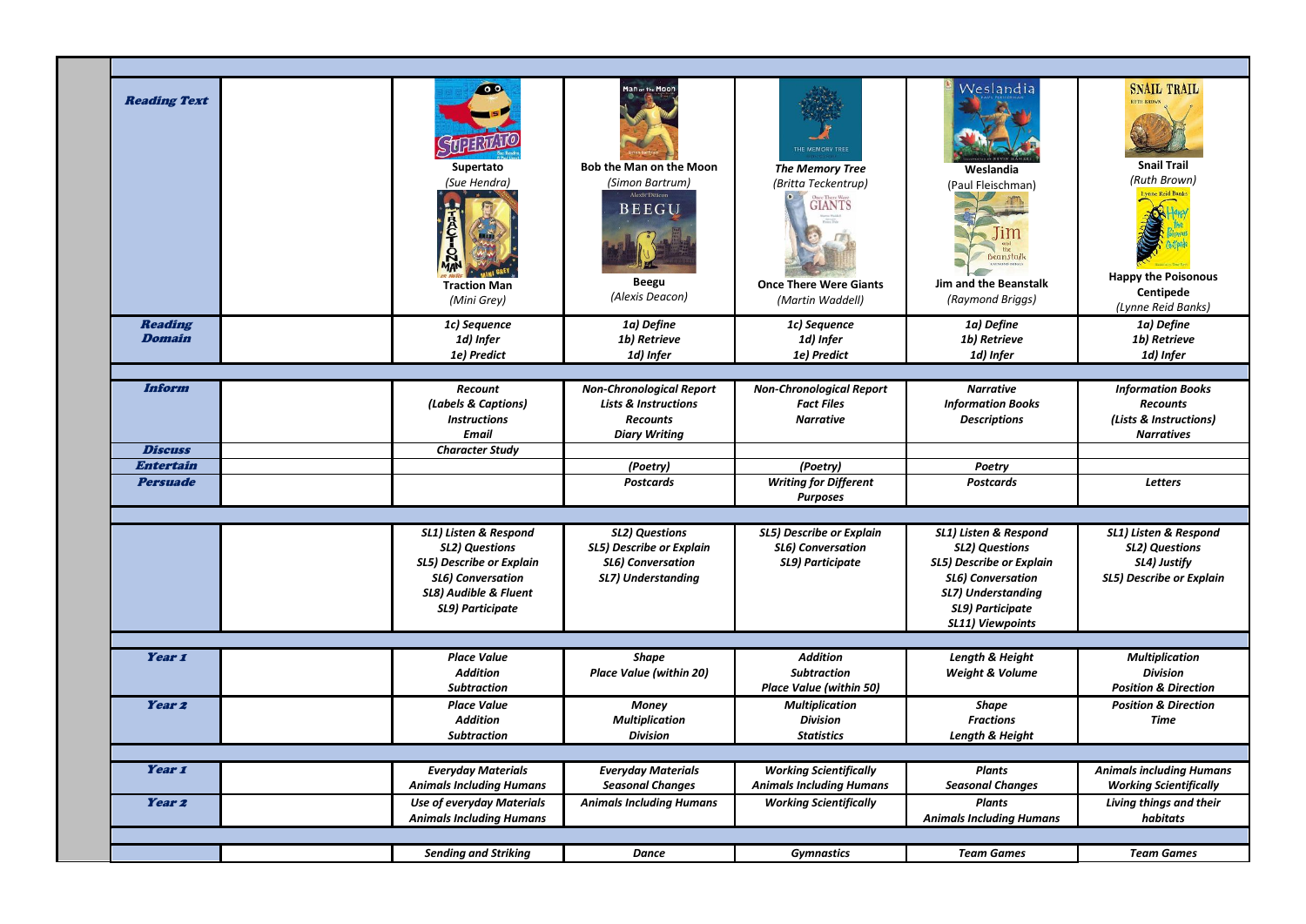| | | | | | | |
|---|---|---|---|---|---|---|
| ***Reading Text*** | | **Supertato** *(Sue Hendra)* **Traction Man** *(Mini Grey)* | **Bob the Man on the Moon** *(Simon Bartrum)* **Beegu** *(Alexis Deacon)* | ***The Memory Tree*** *(Britta Teckentrup)* **Once There Were Giants** *(Martin Waddell)* | **Weslandia** (Paul Fleischman) **Jim and the Beanstalk** *(Raymond Briggs)* | **Snail Trail** *(Ruth Brown)* **Happy the Poisonous Centipede** *(Lynne Reid Banks)* |
| ***Reading Domain*** | | *1c) Sequence* *1d) Infer* *1e) Predict* | *1a) Define* *1b) Retrieve* *1d) Infer* | *1c) Sequence* *1d) Infer* *1e) Predict* | *1a) Define* *1b) Retrieve* *1d) Infer* | *1a) Define* *1b) Retrieve* *1d) Infer* |
| | | | | | | |
| ***Inform*** | | *Recount* *(Labels & Captions)* *Instructions* *Email* | *Non-Chronological Report* *Lists & Instructions* *Recounts* *Diary Writing* | *Non-Chronological Report* *Fact Files* *Narrative* | *Narrative* *Information Books* *Descriptions* | *Information Books* *Recounts* *(Lists & Instructions)* *Narratives* |
| ***Discuss*** | | *Character Study* | | | | |
| ***Entertain*** | | | *(Poetry)* | *(Poetry)* | *Poetry* | |
| ***Persuade*** | | | *Postcards* | *Writing for Different Purposes* | *Postcards* | *Letters* |
| | | | | | | |
| | | *SL1) Listen & Respond* *SL2) Questions* *SL5) Describe or Explain* *SL6) Conversation* *SL8) Audible & Fluent* *SL9) Participate* | *SL2) Questions* *SL5) Describe or Explain* *SL6) Conversation* *SL7) Understanding* | *SL5) Describe or Explain* *SL6) Conversation* *SL9) Participate* | *SL1) Listen & Respond* *SL2) Questions* *SL5) Describe or Explain* *SL6) Conversation* *SL7) Understanding* *SL9) Participate* *SL11) Viewpoints* | *SL1) Listen & Respond* *SL2) Questions* *SL4) Justify* *SL5) Describe or Explain* |
| | | | | | | |
| ***Year 1*** | | *Place Value* *Addition* *Subtraction* | *Shape* *Place Value (within 20)* | *Addition* *Subtraction* *Place Value (within 50)* | *Length & Height* *Weight & Volume* | *Multiplication* *Division* *Position & Direction* |
| ***Year 2*** | | *Place Value* *Addition* *Subtraction* | *Money* *Multiplication* *Division* | *Multiplication* *Division* *Statistics* | *Shape* *Fractions* *Length & Height* | *Position & Direction* *Time* |
| | | | | | | |
| ***Year 1*** | | *Everyday Materials* *Animals Including Humans* | *Everyday Materials* *Seasonal Changes* | *Working Scientifically* *Animals Including Humans* | *Plants* *Seasonal Changes* | *Animals including Humans* *Working Scientifically* |
| ***Year 2*** | | *Use of everyday Materials* *Animals Including Humans* | *Animals Including Humans* | *Working Scientifically* | *Plants* *Animals Including Humans* | *Living things and their habitats* |
| | | | | | | |
| | | *Sending and Striking* | *Dance* | *Gymnastics* | *Team Games* | *Team Games* |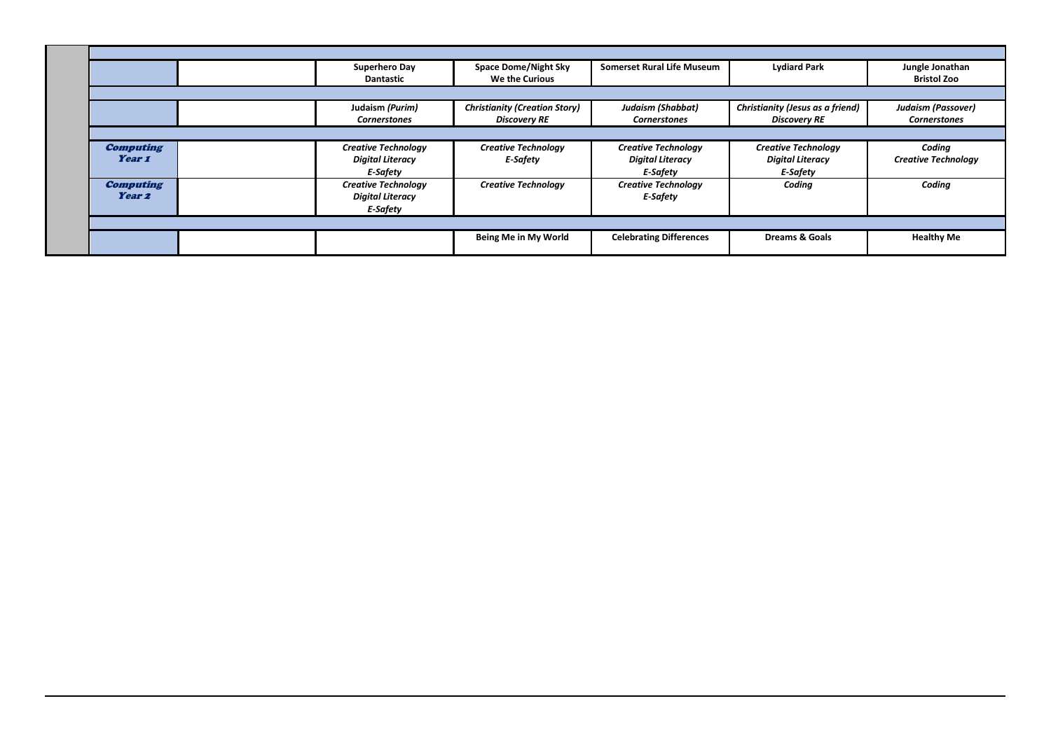| | | | | | | |
|---|---|---|---|---|---|---|
| | | Superhero Day<br>Dantastic | Space Dome/Night Sky<br>We the Curious | Somerset Rural Life Museum | Lydiard Park | Jungle Jonathan<br>Bristol Zoo |
| | | | | | | |
| | | Judaism *(Purim)*<br>*Cornerstones* | *Christianity (Creation Story)*<br>*Discovery RE* | *Judaism (Shabbat)*<br>*Cornerstones* | *Christianity (Jesus as a friend)*<br>*Discovery RE* | *Judaism (Passover)*<br>*Cornerstones* |
| | | | | | | |
| ***Computing Year 1*** | | *Creative Technology*<br>*Digital Literacy*<br>*E-Safety* | *Creative Technology*<br>*E-Safety* | *Creative Technology*<br>*Digital Literacy*<br>*E-Safety* | *Creative Technology*<br>*Digital Literacy*<br>*E-Safety* | *Coding*<br>*Creative Technology* |
| ***Computing Year 2*** | | *Creative Technology*<br>*Digital Literacy*<br>*E-Safety* | *Creative Technology* | *Creative Technology*<br>*E-Safety* | *Coding* | *Coding* |
| | | | | | | |
| | | | Being Me in My World | Celebrating Differences | Dreams & Goals | Healthy Me |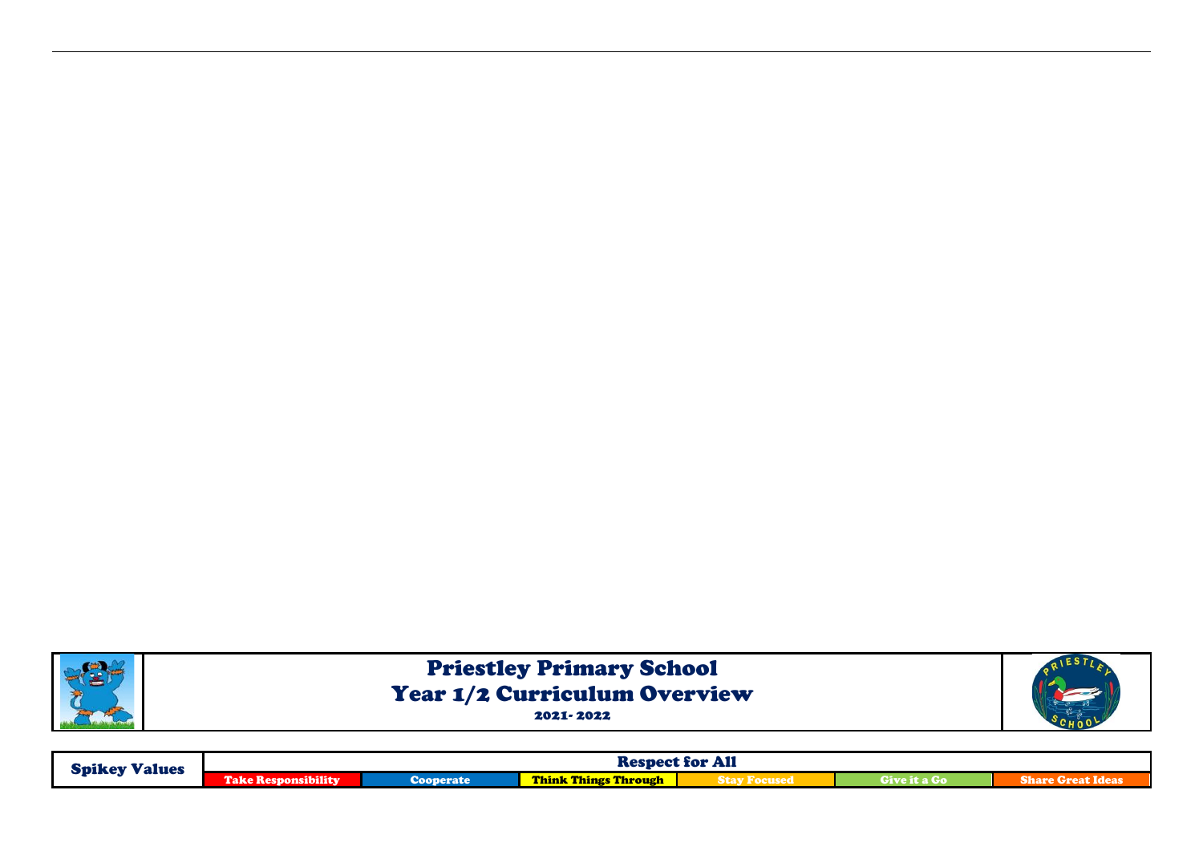# Priestley Primary School
## Year 1/2 Curriculum Overview
2021- 2022

| Spikey Values | Respect for All | | | | | |
|---|---|---|---|---|---|---|
| | Take Responsibility | Cooperate | Think Things Through | Stay Focused | Give it a Go | Share Great Ideas |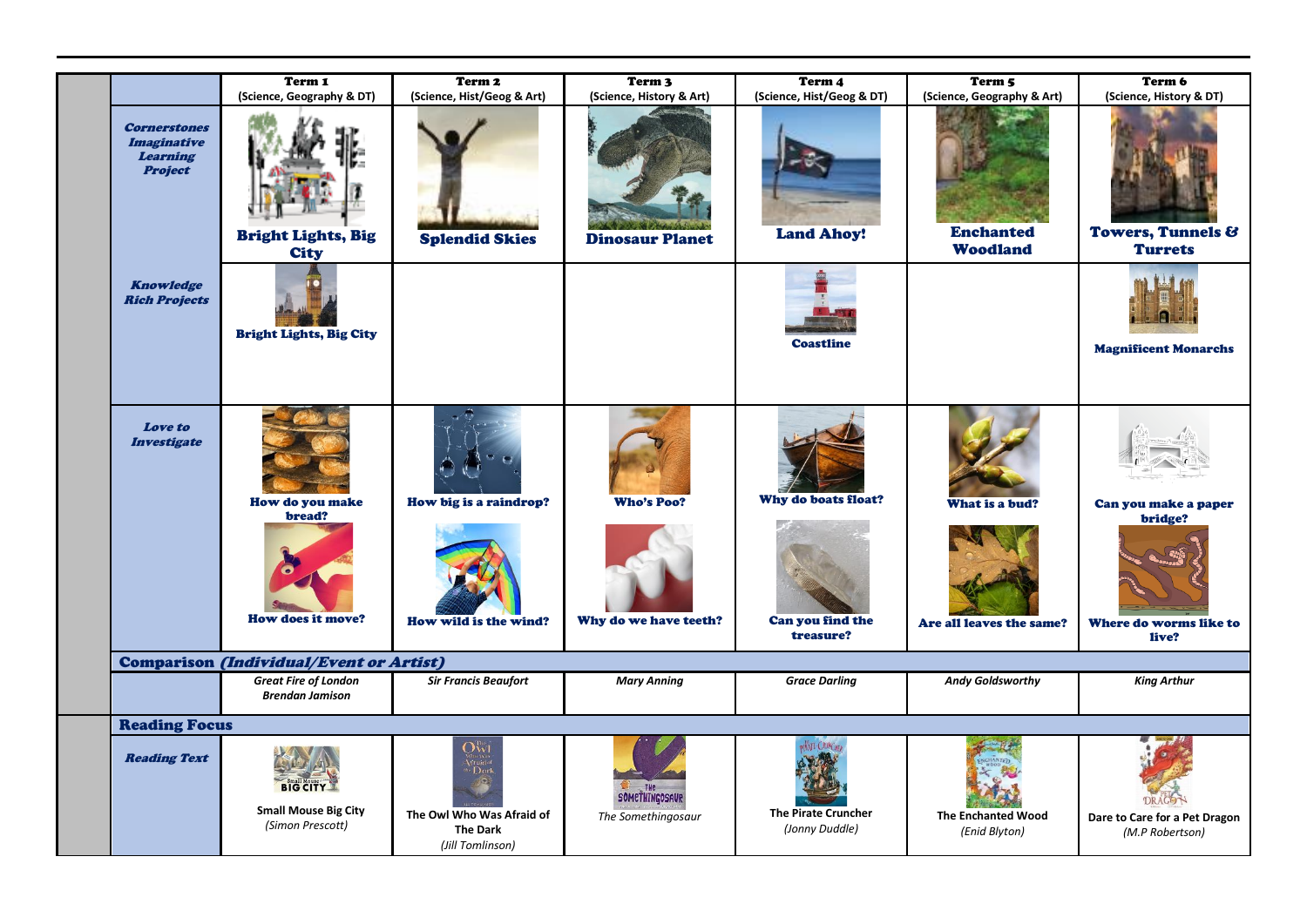| | Term 1 (Science, Geography & DT) | Term 2 (Science, Hist/Geog & Art) | Term 3 (Science, History & Art) | Term 4 (Science, Hist/Geog & DT) | Term 5 (Science, Geography & Art) | Term 6 (Science, History & DT) |
|---|---|---|---|---|---|---|
| ***Cornerstones Imaginative Learning Project*** | **Bright Lights, Big City** | **Splendid Skies** | **Dinosaur Planet** | **Land Ahoy!** | **Enchanted Woodland** | **Towers, Tunnels & Turrets** |
| ***Knowledge Rich Projects*** | **Bright Lights, Big City** | | | **Coastline** | | **Magnificent Monarchs** |
| ***Love to Investigate*** | **How do you make bread?**<br>**How does it move?** | **How big is a raindrop?**<br>**How wild is the wind?** | **Who's Poo?**<br>**Why do we have teeth?** | **Why do boats float?**<br>**Can you find the treasure?** | **What is a bud?**<br>**Are all leaves the same?** | **Can you make a paper bridge?**<br>**Where do worms like to live?** |
| **Comparison *(Individual/Event or Artist)*** | | | | | | |
| | ***Great Fire of London Brendan Jamison*** | ***Sir Francis Beaufort*** | ***Mary Anning*** | ***Grace Darling*** | ***Andy Goldsworthy*** | ***King Arthur*** |
| **Reading Focus** | | | | | | |
| ***Reading Text*** | **Small Mouse Big City** *(Simon Prescott)* | **The Owl Who Was Afraid of The Dark** *(Jill Tomlinson)* | *The Somethingosaur* | **The Pirate Cruncher** *(Jonny Duddle)* | **The Enchanted Wood** *(Enid Blyton)* | **Dare to Care for a Pet Dragon** *(M.P Robertson)* |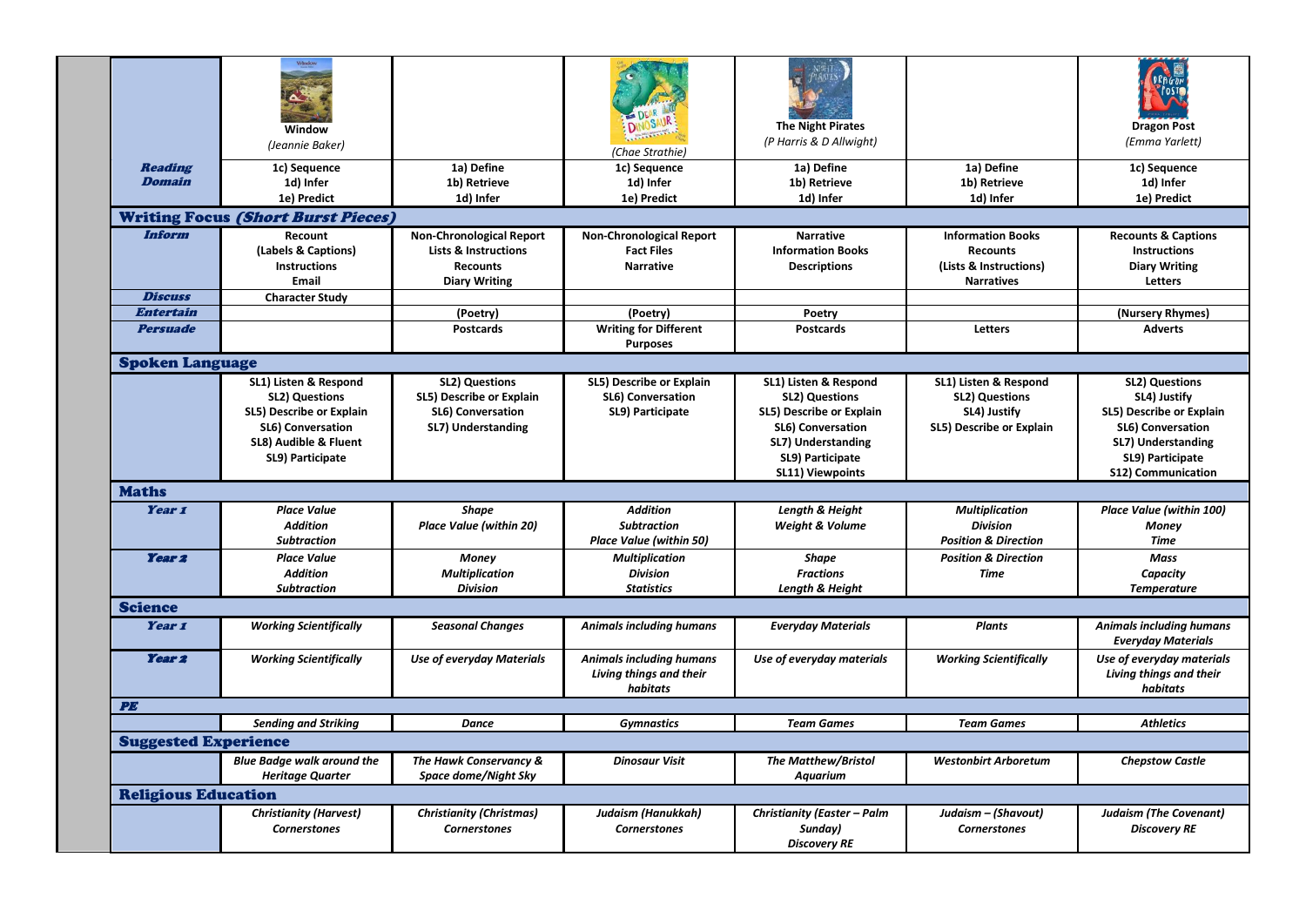| | Window (Jeannie Baker) | | (Chae Strathie) | The Night Pirates (P Harris & D Allwight) | | Dragon Post (Emma Yarlett) |
|---|---|---|---|---|---|---|
| **Reading Domain** | 1c) Sequence<br>1d) Infer<br>1e) Predict | 1a) Define<br>1b) Retrieve<br>1d) Infer | 1c) Sequence<br>1d) Infer<br>1e) Predict | 1a) Define<br>1b) Retrieve<br>1d) Infer | 1a) Define<br>1b) Retrieve<br>1d) Infer | 1c) Sequence<br>1d) Infer<br>1e) Predict |
| **Writing Focus *(Short Burst Pieces)*** | | | | | | |
| **Inform** | Recount<br>(Labels & Captions)<br>Instructions<br>Email | Non-Chronological Report<br>Lists & Instructions<br>Recounts<br>Diary Writing | Non-Chronological Report<br>Fact Files<br>Narrative | Narrative<br>Information Books<br>Descriptions | Information Books<br>Recounts<br>(Lists & Instructions)<br>Narratives | Recounts & Captions<br>Instructions<br>Diary Writing<br>Letters |
| **Discuss** | Character Study | | | | | |
| **Entertain** | | (Poetry) | (Poetry) | Poetry | | (Nursery Rhymes) |
| **Persuade** | | Postcards | Writing for Different Purposes | Postcards | Letters | Adverts |
| **Spoken Language** | | | | | | |
| | SL1) Listen & Respond<br>SL2) Questions<br>SL5) Describe or Explain<br>SL6) Conversation<br>SL8) Audible & Fluent<br>SL9) Participate | SL2) Questions<br>SL5) Describe or Explain<br>SL6) Conversation<br>SL7) Understanding | SL5) Describe or Explain<br>SL6) Conversation<br>SL9) Participate | SL1) Listen & Respond<br>SL2) Questions<br>SL5) Describe or Explain<br>SL6) Conversation<br>SL7) Understanding<br>SL9) Participate<br>SL11) Viewpoints | SL1) Listen & Respond<br>SL2) Questions<br>SL4) Justify<br>SL5) Describe or Explain | SL2) Questions<br>SL4) Justify<br>SL5) Describe or Explain<br>SL6) Conversation<br>SL7) Understanding<br>SL9) Participate<br>S12) Communication |
| **Maths** | | | | | | |
| **Year 1** | *Place Value*<br>*Addition*<br>*Subtraction* | *Shape*<br>*Place Value (within 20)* | *Addition*<br>*Subtraction*<br>*Place Value (within 50)* | *Length & Height*<br>*Weight & Volume* | *Multiplication*<br>*Division*<br>*Position & Direction* | *Place Value (within 100)*<br>*Money*<br>*Time* |
| **Year 2** | *Place Value*<br>*Addition*<br>*Subtraction* | *Money*<br>*Multiplication*<br>*Division* | *Multiplication*<br>*Division*<br>*Statistics* | *Shape*<br>*Fractions*<br>*Length & Height* | *Position & Direction*<br>*Time* | *Mass*<br>*Capacity*<br>*Temperature* |
| **Science** | | | | | | |
| **Year 1** | *Working Scientifically* | *Seasonal Changes* | *Animals including humans* | *Everyday Materials* | *Plants* | *Animals including humans*<br>*Everyday Materials* |
| **Year 2** | *Working Scientifically* | *Use of everyday Materials* | *Animals including humans*<br>*Living things and their habitats* | *Use of everyday materials* | *Working Scientifically* | *Use of everyday materials*<br>*Living things and their habitats* |
| **PE** | | | | | | |
| | *Sending and Striking* | *Dance* | *Gymnastics* | *Team Games* | *Team Games* | *Athletics* |
| **Suggested Experience** | | | | | | |
| | *Blue Badge walk around the Heritage Quarter* | *The Hawk Conservancy & Space dome/Night Sky* | *Dinosaur Visit* | *The Matthew/Bristol Aquarium* | *Westonbirt Arboretum* | *Chepstow Castle* |
| **Religious Education** | | | | | | |
| | *Christianity (Harvest)*<br>*Cornerstones* | *Christianity (Christmas)*<br>*Cornerstones* | *Judaism (Hanukkah)*<br>*Cornerstones* | *Christianity (Easter – Palm Sunday)*<br>*Discovery RE* | *Judaism – (Shavout)*<br>*Cornerstones* | *Judaism (The Covenant)*<br>*Discovery RE* |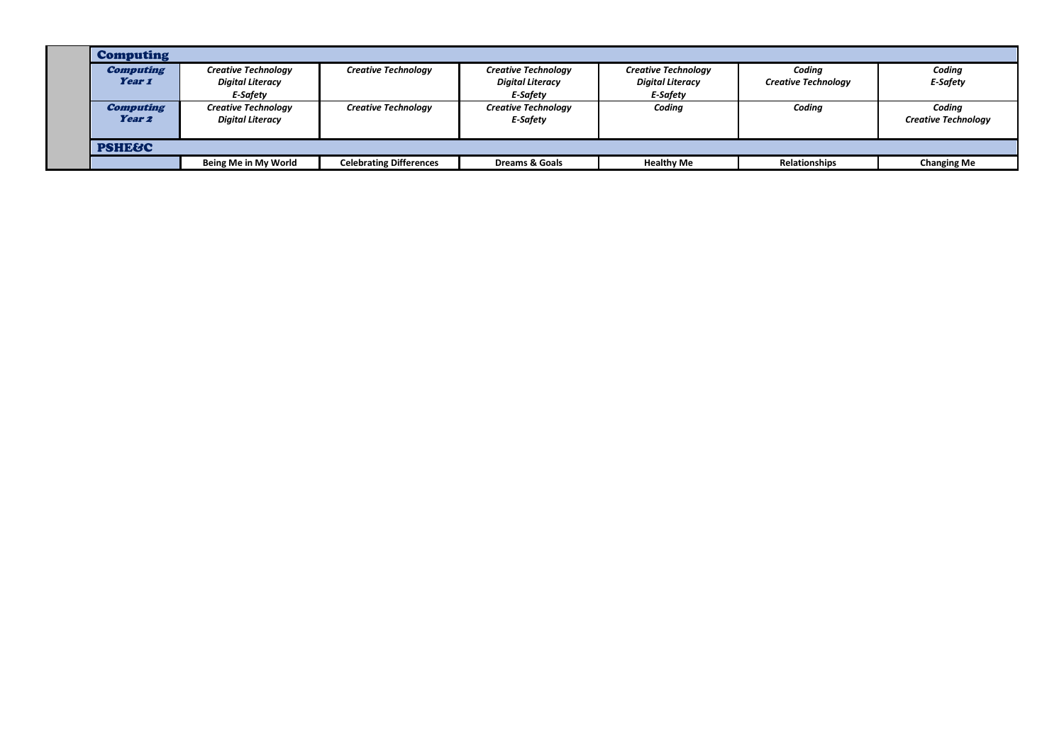| | | | | | | |
|---|---|---|---|---|---|---|
| **Computing** | | | | | | |
| ***Computing Year 1*** | *Creative Technology*<br>*Digital Literacy*<br>*E-Safety* | *Creative Technology* | *Creative Technology*<br>*Digital Literacy*<br>*E-Safety* | *Creative Technology*<br>*Digital Literacy*<br>*E-Safety* | *Coding*<br>*Creative Technology* | *Coding*<br>*E-Safety* |
| ***Computing Year 2*** | *Creative Technology*<br>*Digital Literacy* | *Creative Technology* | *Creative Technology*<br>*E-Safety* | *Coding* | *Coding* | *Coding*<br>*Creative Technology* |
| **PSHE&C** | | | | | | |
| | **Being Me in My World** | **Celebrating Differences** | **Dreams & Goals** | **Healthy Me** | **Relationships** | **Changing Me** |